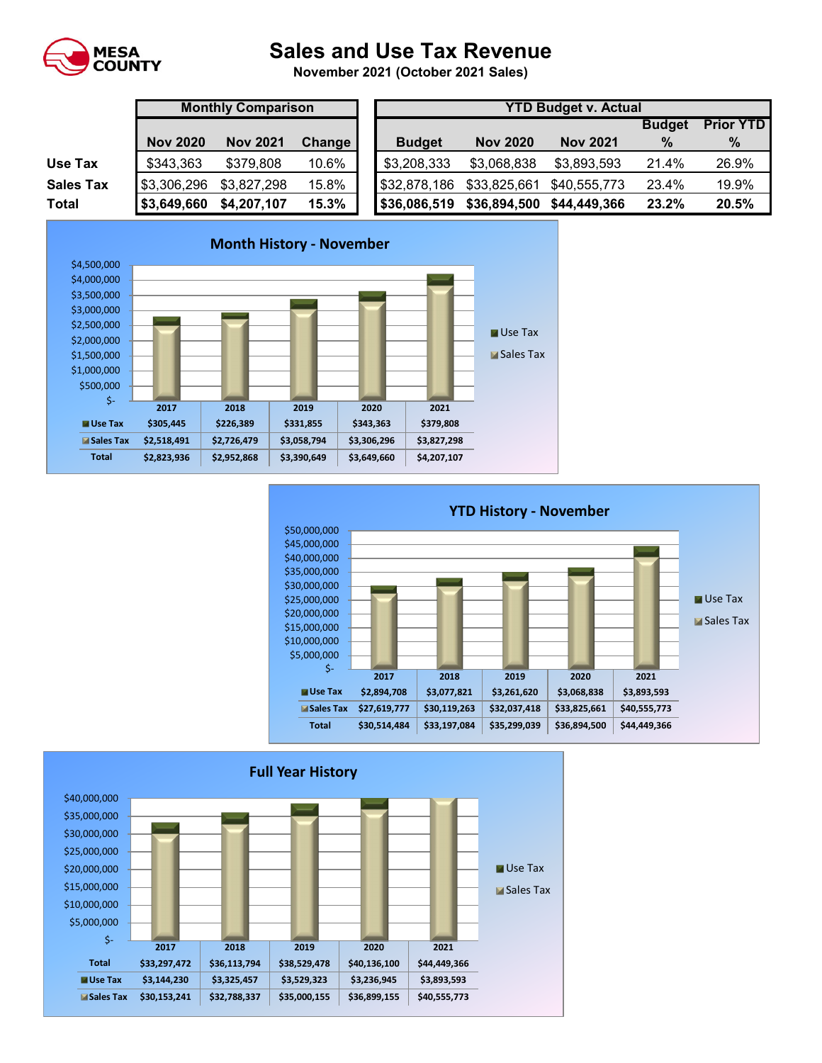MESA COUNTY

# Sales and Use Tax Revenue

**November 2021 (October 2021 Sales)**

| | Monthly Comparison | | | YTD Budget v. Actual | | | | |
|---|---|---|---|---|---|---|---|---|
| | Nov 2020 | Nov 2021 | Change | Budget | Nov 2020 | Nov 2021 | Budget % | Prior YTD % |
| **Use Tax** | $343,363 | $379,808 | 10.6% | $3,208,333 | $3,068,838 | $3,893,593 | 21.4% | 26.9% |
| **Sales Tax** | $3,306,296 | $3,827,298 | 15.8% | $32,878,186 | $33,825,661 | $40,555,773 | 23.4% | 19.9% |
| **Total** | **$3,649,660** | **$4,207,107** | **15.3%** | **$36,086,519** | **$36,894,500** | **$44,449,366** | **23.2%** | **20.5%** |

## Month History - November

| | 2017 | 2018 | 2019 | 2020 | 2021 |
|---|---|---|---|---|---|
| Use Tax | $305,445 | $226,389 | $331,855 | $343,363 | $379,808 |
| Sales Tax | $2,518,491 | $2,726,479 | $3,058,794 | $3,306,296 | $3,827,298 |
| Total | $2,823,936 | $2,952,868 | $3,390,649 | $3,649,660 | $4,207,107 |

## YTD History - November

| | 2017 | 2018 | 2019 | 2020 | 2021 |
|---|---|---|---|---|---|
| Use Tax | $2,894,708 | $3,077,821 | $3,261,620 | $3,068,838 | $3,893,593 |
| Sales Tax | $27,619,777 | $30,119,263 | $32,037,418 | $33,825,661 | $40,555,773 |
| Total | $30,514,484 | $33,197,084 | $35,299,039 | $36,894,500 | $44,449,366 |

## Full Year History

| | 2017 | 2018 | 2019 | 2020 | 2021 |
|---|---|---|---|---|---|
| Total | $33,297,472 | $36,113,794 | $38,529,478 | $40,136,100 | $44,449,366 |
| Use Tax | $3,144,230 | $3,325,457 | $3,529,323 | $3,236,945 | $3,893,593 |
| Sales Tax | $30,153,241 | $32,788,337 | $35,000,155 | $36,899,155 | $40,555,773 |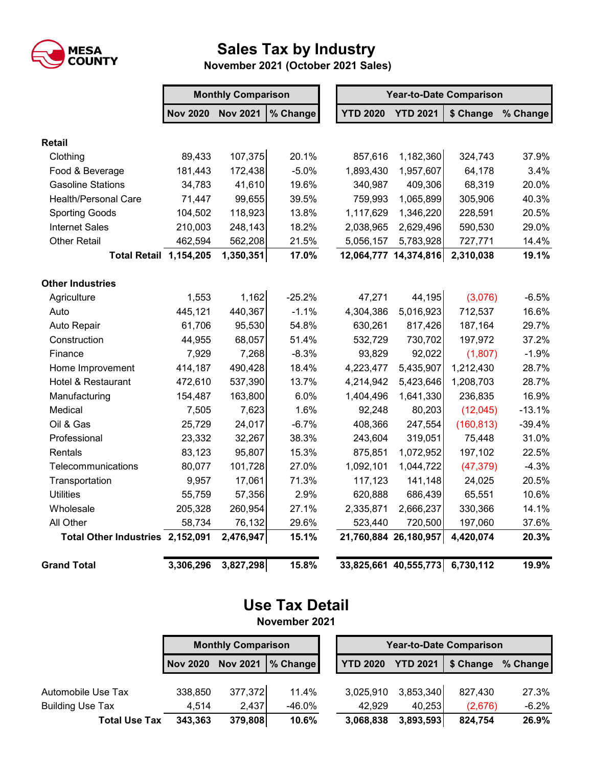MESA COUNTY

# Sales Tax by Industry

**November 2021 (October 2021 Sales)**

| | Monthly Comparison | | | Year-to-Date Comparison | | | |
|---|---|---|---|---|---|---|---|
| | **Nov 2020** | **Nov 2021** | **% Change** | **YTD 2020** | **YTD 2021** | **$ Change** | **% Change** |
| **Retail** | | | | | | | |
| Clothing | 89,433 | 107,375 | 20.1% | 857,616 | 1,182,360 | 324,743 | 37.9% |
| Food & Beverage | 181,443 | 172,438 | -5.0% | 1,893,430 | 1,957,607 | 64,178 | 3.4% |
| Gasoline Stations | 34,783 | 41,610 | 19.6% | 340,987 | 409,306 | 68,319 | 20.0% |
| Health/Personal Care | 71,447 | 99,655 | 39.5% | 759,993 | 1,065,899 | 305,906 | 40.3% |
| Sporting Goods | 104,502 | 118,923 | 13.8% | 1,117,629 | 1,346,220 | 228,591 | 20.5% |
| Internet Sales | 210,003 | 248,143 | 18.2% | 2,038,965 | 2,629,496 | 590,530 | 29.0% |
| Other Retail | 462,594 | 562,208 | 21.5% | 5,056,157 | 5,783,928 | 727,771 | 14.4% |
| **Total Retail** | **1,154,205** | **1,350,351** | **17.0%** | **12,064,777** | **14,374,816** | **2,310,038** | **19.1%** |
| **Other Industries** | | | | | | | |
| Agriculture | 1,553 | 1,162 | -25.2% | 47,271 | 44,195 | (3,076) | -6.5% |
| Auto | 445,121 | 440,367 | -1.1% | 4,304,386 | 5,016,923 | 712,537 | 16.6% |
| Auto Repair | 61,706 | 95,530 | 54.8% | 630,261 | 817,426 | 187,164 | 29.7% |
| Construction | 44,955 | 68,057 | 51.4% | 532,729 | 730,702 | 197,972 | 37.2% |
| Finance | 7,929 | 7,268 | -8.3% | 93,829 | 92,022 | (1,807) | -1.9% |
| Home Improvement | 414,187 | 490,428 | 18.4% | 4,223,477 | 5,435,907 | 1,212,430 | 28.7% |
| Hotel & Restaurant | 472,610 | 537,390 | 13.7% | 4,214,942 | 5,423,646 | 1,208,703 | 28.7% |
| Manufacturing | 154,487 | 163,800 | 6.0% | 1,404,496 | 1,641,330 | 236,835 | 16.9% |
| Medical | 7,505 | 7,623 | 1.6% | 92,248 | 80,203 | (12,045) | -13.1% |
| Oil & Gas | 25,729 | 24,017 | -6.7% | 408,366 | 247,554 | (160,813) | -39.4% |
| Professional | 23,332 | 32,267 | 38.3% | 243,604 | 319,051 | 75,448 | 31.0% |
| Rentals | 83,123 | 95,807 | 15.3% | 875,851 | 1,072,952 | 197,102 | 22.5% |
| Telecommunications | 80,077 | 101,728 | 27.0% | 1,092,101 | 1,044,722 | (47,379) | -4.3% |
| Transportation | 9,957 | 17,061 | 71.3% | 117,123 | 141,148 | 24,025 | 20.5% |
| Utilities | 55,759 | 57,356 | 2.9% | 620,888 | 686,439 | 65,551 | 10.6% |
| Wholesale | 205,328 | 260,954 | 27.1% | 2,335,871 | 2,666,237 | 330,366 | 14.1% |
| All Other | 58,734 | 76,132 | 29.6% | 523,440 | 720,500 | 197,060 | 37.6% |
| **Total Other Industries** | **2,152,091** | **2,476,947** | **15.1%** | **21,760,884** | **26,180,957** | **4,420,074** | **20.3%** |
| **Grand Total** | **3,306,296** | **3,827,298** | **15.8%** | **33,825,661** | **40,555,773** | **6,730,112** | **19.9%** |

# Use Tax Detail

**November 2021**

| | Monthly Comparison | | | Year-to-Date Comparison | | | |
|---|---|---|---|---|---|---|---|
| | **Nov 2020** | **Nov 2021** | **% Change** | **YTD 2020** | **YTD 2021** | **$ Change** | **% Change** |
| Automobile Use Tax | 338,850 | 377,372 | 11.4% | 3,025,910 | 3,853,340 | 827,430 | 27.3% |
| Building Use Tax | 4,514 | 2,437 | -46.0% | 42,929 | 40,253 | (2,676) | -6.2% |
| **Total Use Tax** | **343,363** | **379,808** | **10.6%** | **3,068,838** | **3,893,593** | **824,754** | **26.9%** |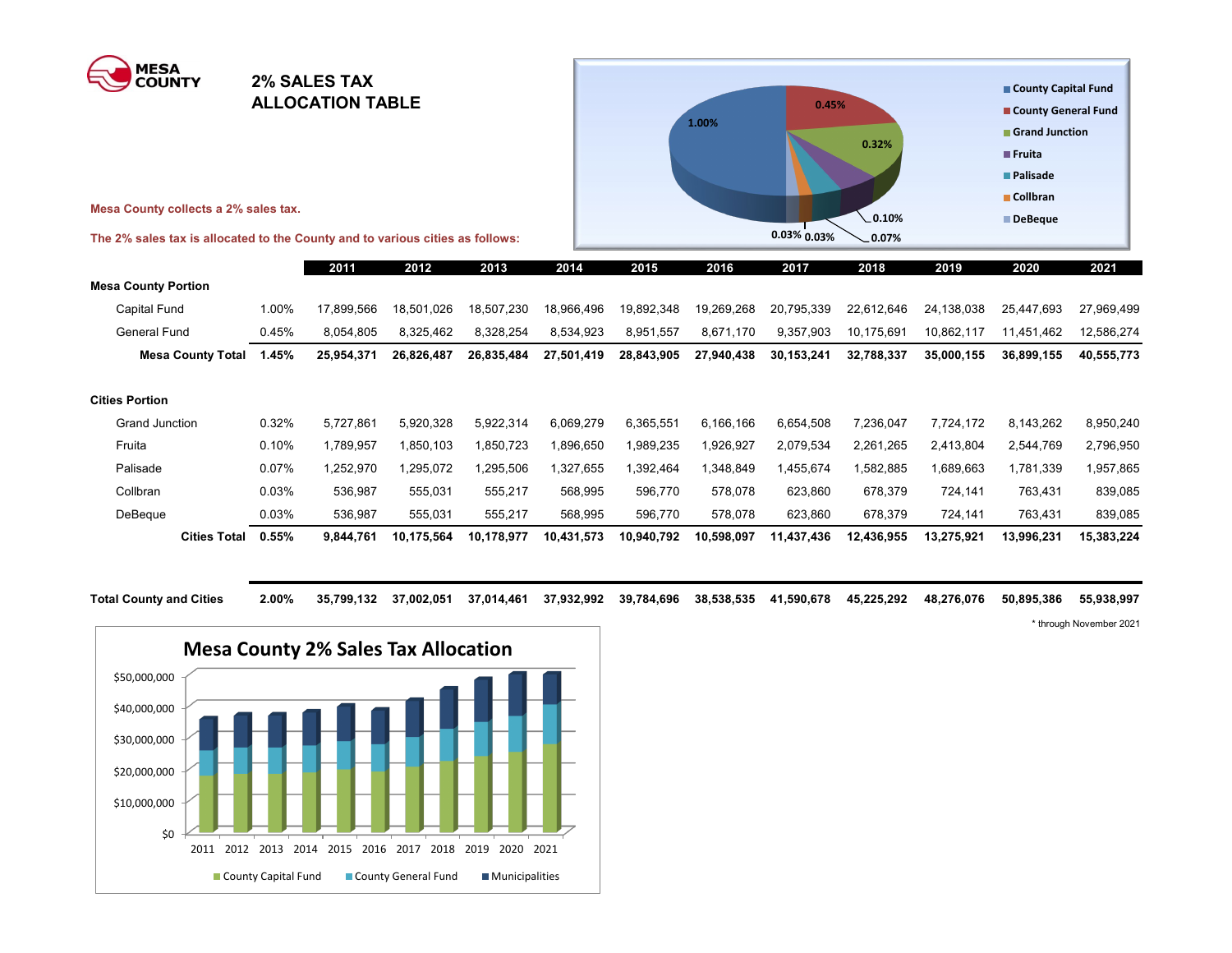MESA COUNTY

# 2% SALES TAX ALLOCATION TABLE

County Capital Fund
County General Fund
Grand Junction
Fruita
Palisade
Collbran
DeBeque

1.00%
0.45%
0.32%
0.10%
0.07%
0.03%
0.03%

**Mesa County collects a 2% sales tax.**

**The 2% sales tax is allocated to the County and to various cities as follows:**

| | | 2011 | 2012 | 2013 | 2014 | 2015 | 2016 | 2017 | 2018 | 2019 | 2020 | 2021 |
|---|---|---|---|---|---|---|---|---|---|---|---|---|
| **Mesa County Portion** | | | | | | | | | | | | |
| Capital Fund | 1.00% | 17,899,566 | 18,501,026 | 18,507,230 | 18,966,496 | 19,892,348 | 19,269,268 | 20,795,339 | 22,612,646 | 24,138,038 | 25,447,693 | 27,969,499 |
| General Fund | 0.45% | 8,054,805 | 8,325,462 | 8,328,254 | 8,534,923 | 8,951,557 | 8,671,170 | 9,357,903 | 10,175,691 | 10,862,117 | 11,451,462 | 12,586,274 |
| **Mesa County Total** | **1.45%** | **25,954,371** | **26,826,487** | **26,835,484** | **27,501,419** | **28,843,905** | **27,940,438** | **30,153,241** | **32,788,337** | **35,000,155** | **36,899,155** | **40,555,773** |
| **Cities Portion** | | | | | | | | | | | | |
| Grand Junction | 0.32% | 5,727,861 | 5,920,328 | 5,922,314 | 6,069,279 | 6,365,551 | 6,166,166 | 6,654,508 | 7,236,047 | 7,724,172 | 8,143,262 | 8,950,240 |
| Fruita | 0.10% | 1,789,957 | 1,850,103 | 1,850,723 | 1,896,650 | 1,989,235 | 1,926,927 | 2,079,534 | 2,261,265 | 2,413,804 | 2,544,769 | 2,796,950 |
| Palisade | 0.07% | 1,252,970 | 1,295,072 | 1,295,506 | 1,327,655 | 1,392,464 | 1,348,849 | 1,455,674 | 1,582,885 | 1,689,663 | 1,781,339 | 1,957,865 |
| Collbran | 0.03% | 536,987 | 555,031 | 555,217 | 568,995 | 596,770 | 578,078 | 623,860 | 678,379 | 724,141 | 763,431 | 839,085 |
| DeBeque | 0.03% | 536,987 | 555,031 | 555,217 | 568,995 | 596,770 | 578,078 | 623,860 | 678,379 | 724,141 | 763,431 | 839,085 |
| **Cities Total** | **0.55%** | **9,844,761** | **10,175,564** | **10,178,977** | **10,431,573** | **10,940,792** | **10,598,097** | **11,437,436** | **12,436,955** | **13,275,921** | **13,996,231** | **15,383,224** |
| **Total County and Cities** | **2.00%** | **35,799,132** | **37,002,051** | **37,014,461** | **37,932,992** | **39,784,696** | **38,538,535** | **41,590,678** | **45,225,292** | **48,276,076** | **50,895,386** | **55,938,997** |

\* through November 2021

**Mesa County 2% Sales Tax Allocation**

$50,000,000
$40,000,000
$30,000,000
$20,000,000
$10,000,000
$0

2011 2012 2013 2014 2015 2016 2017 2018 2019 2020 2021

County Capital Fund
County General Fund
Municipalities